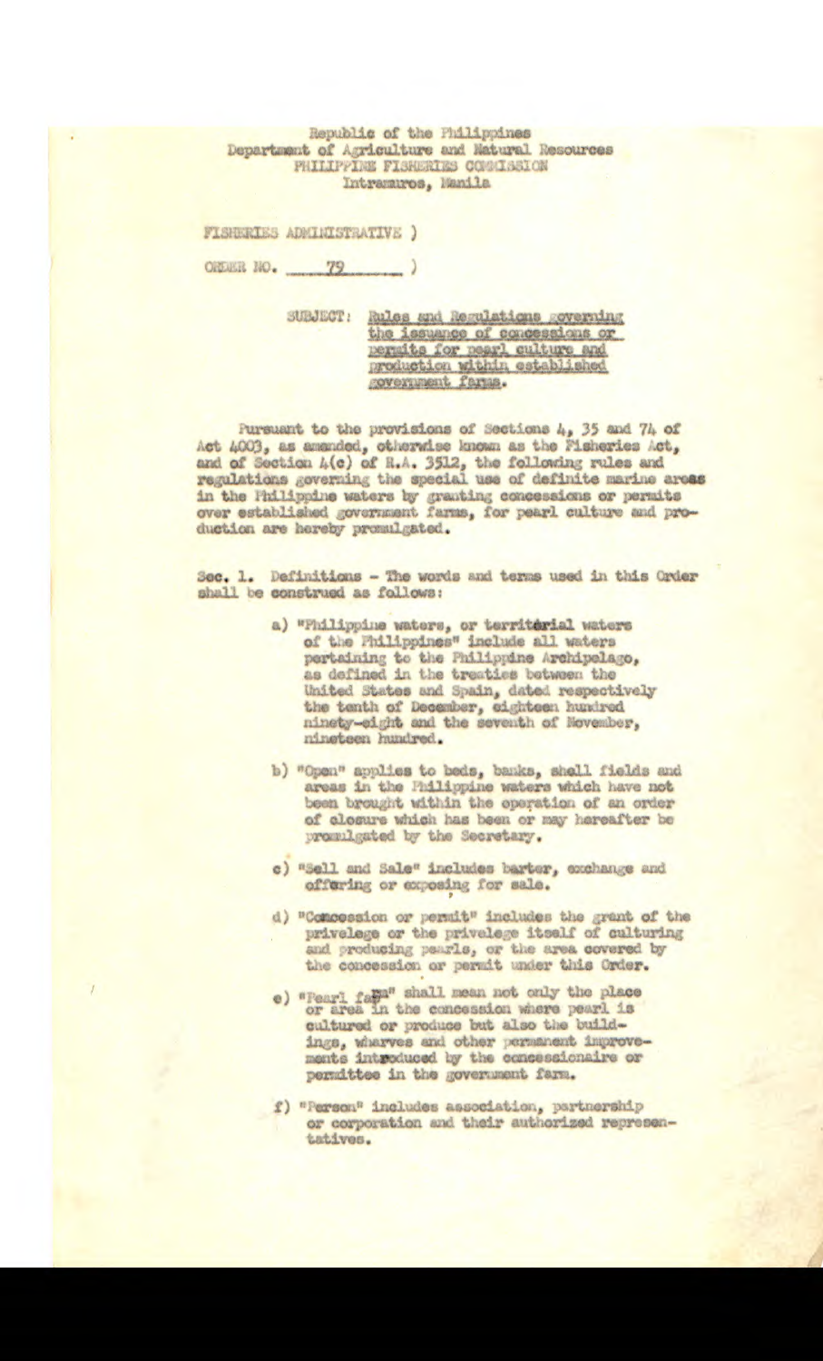Republic of the Philippines
Department of Agriculture and Natural Resources
PHILIPPINE FISHERIES COMMISSION
Intramuros, Manila

FISHERIES ADMINISTRATIVE )
ORDER NO. 79 )

SUBJECT: Rules and Regulations governing the issuance of concessions or permits for pearl culture and production within established government farms.

Pursuant to the provisions of Sections 4, 35 and 74 of Act 4003, as amended, otherwise known as the Fisheries Act, and of Section 4(c) of R.A. 3512, the following rules and regulations governing the special use of definite marine areas in the Philippine waters by granting concessions or permits over established government farms, for pearl culture and production are hereby promulgated.

**Sec. 1.** Definitions - The words and terms used in this Order shall be construed as follows:

a) "Philippine waters, or territorial waters of the Philippines" include all waters pertaining to the Philippine Archipelago, as defined in the treaties between the United States and Spain, dated respectively the tenth of December, eighteen hundred ninety-eight and the seventh of November, nineteen hundred.

b) "Open" applies to beds, banks, shell fields and areas in the Philippine waters which have not been brought within the operation of an order of closure which has been or may hereafter be promulgated by the Secretary.

c) "Sell and Sale" includes barter, exchange and offering or exposing for sale.

d) "Concession or permit" includes the grant of the privelege or the privelege itself of culturing and producing pearls, or the area covered by the concession or permit under this Order.

e) "Pearl farm" shall mean not only the place or area in the concession where pearl is cultured or produce but also the buildings, wharves and other permanent improvements introduced by the concessionaire or permittee in the government farm.

f) "Person" includes association, partnership or corporation and their authorized representatives.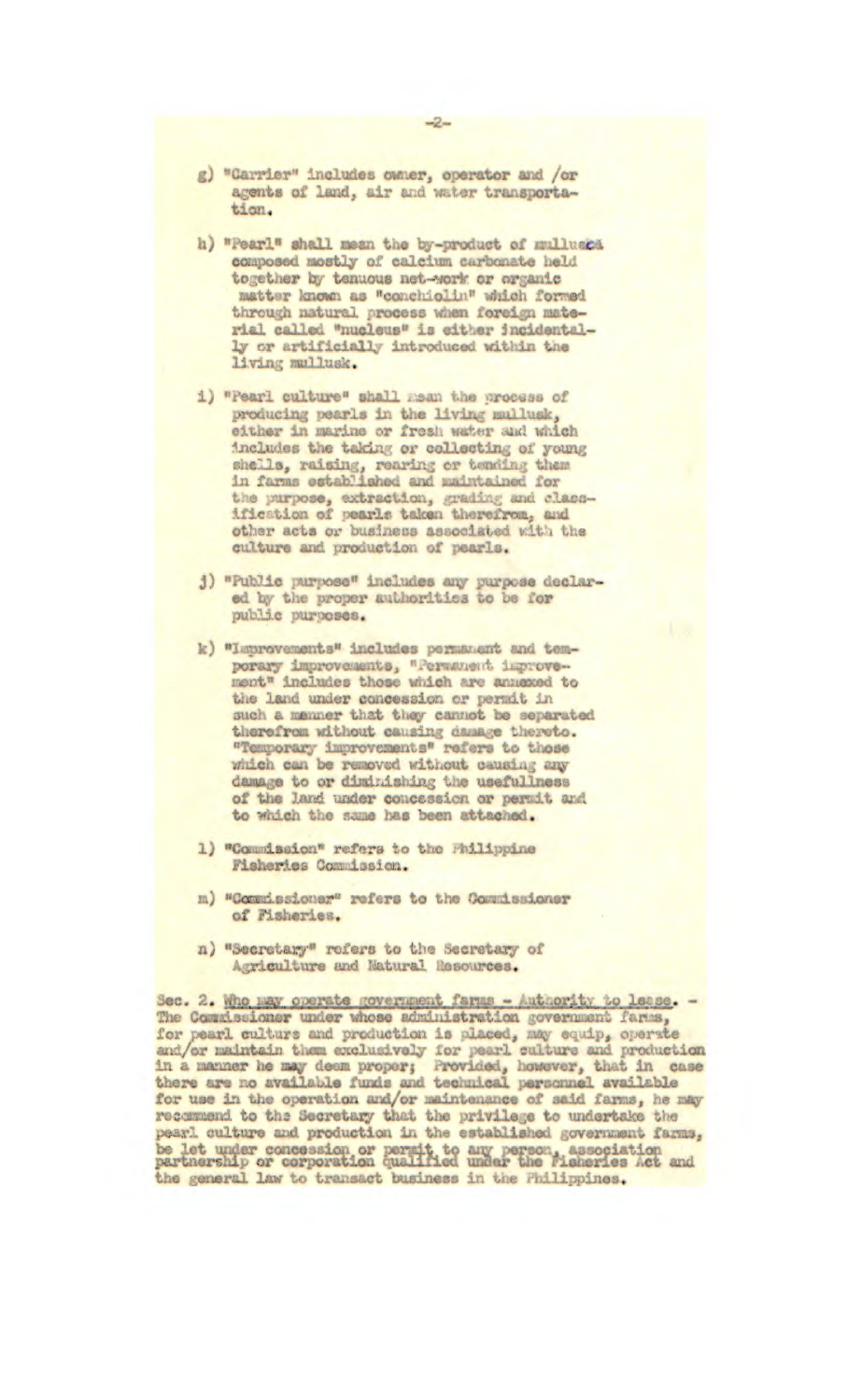g) "Carrier" includes owner, operator and /or agents of land, air and water transportation.

h) "Pearl" shall mean the by-product of mulluska composed mostly of calcium carbonate held together by tenuous net-work or organic matter known as "conchiolin" which formed through natural process when foreign material called "nucleus" is either incidentally or artificially introduced within the living mullusk.

i) "Pearl culture" shall mean the process of producing pearls in the living mullusk, either in marine or fresh water and which includes the taking or collecting of young shells, raising, rearing or tending them in farms established and maintained for the purpose, extraction, grading and classification of pearls taken therefrom, and other acts or business associated with the culture and production of pearls.

j) "Public purpose" includes any purpose declared by the proper authorities to be for public purposes.

k) "Improvements" includes permanent and temporary improvements, "Permanent improvement" includes those which are annexed to the land under concession or permit in such a manner that they cannot be separated therefrom without causing damage thereto. "Temporary improvements" refers to those which can be removed without causing any damage to or diminishing the usefullness of the land under concession or permit and to which the same has been attached.

l) "Commission" refers to the Philippine Fisheries Commission.

m) "Commissioner" refers to the Commissioner of Fisheries.

n) "Secretary" refers to the Secretary of Agriculture and Natural Resources.

Sec. 2. Who may operate government farms - Authority to lease. - The Commissioner under whose administration government farms, for pearl culture and production is placed, may equip, operate and/or maintain them exclusively for pearl culture and production in a manner he may deem proper; Provided, however, that in case there are no available funds and technical personnel available for use in the operation and/or maintenance of said farms, he may recommend to the Secretary that the privilege to undertake the pearl culture and production in the established government farms, be let under concession or permit to any person, association partnership or corporation qualified under the Fisheries Act and the general law to transact business in the Philippines.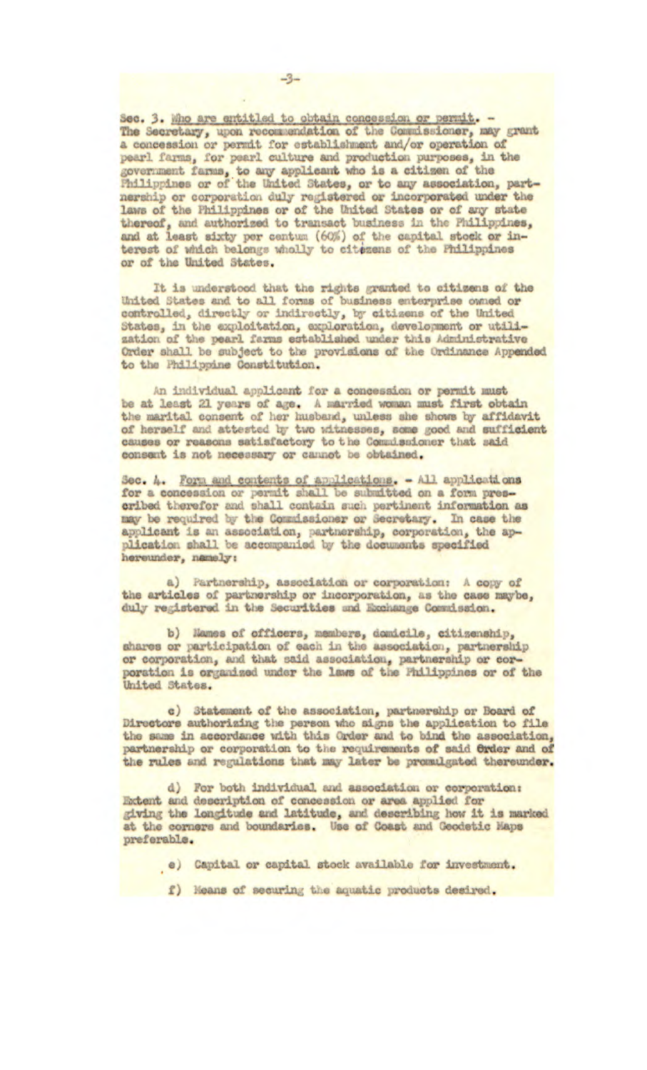Sec. 3. Who are entitled to obtain concession or permit. - The Secretary, upon recommendation of the Commissioner, may grant a concession or permit for establishment and/or operation of pearl farms, for pearl culture and production purposes, in the government farms, to any applicant who is a citizen of the Philippines or of the United States, or to any association, partnership or corporation duly registered or incorporated under the laws of the Philippines or of the United States or of any state thereof, and authorized to transact business in the Philippines, and at least sixty per centum (60%) of the capital stock or interest of which belongs wholly to citizens of the Philippines or of the United States.

It is understood that the rights granted to citizens of the United States and to all forms of business enterprise owned or controlled, directly or indirectly, by citizens of the United States, in the exploitation, exploration, development or utilization of the pearl farms established under this Administrative Order shall be subject to the provisions of the Ordinance Appended to the Philippine Constitution.

An individual applicant for a concession or permit must be at least 21 years of age. A married woman must first obtain the marital consent of her husband, unless she shows by affidavit of herself and attested by two witnesses, some good and sufficient causes or reasons satisfactory to the Commissioner that said consent is not necessary or cannot be obtained.

Sec. 4. Form and contents of applications. - All applications for a concession or permit shall be submitted on a form prescribed therefor and shall contain such pertinent information as may be required by the Commissioner or Secretary. In case the applicant is an association, partnership, corporation, the application shall be accompanied by the documents specified hereunder, namely:

a) Partnership, association or corporation: A copy of the articles of partnership or incorporation, as the case maybe, duly registered in the Securities and Exchange Commission.

b) Names of officers, members, domicile, citizenship, shares or participation of each in the association, partnership or corporation, and that said association, partnership or corporation is organized under the laws of the Philippines or of the United States.

c) Statement of the association, partnership or Board of Directors authorizing the person who signs the application to file the same in accordance with this Order and to bind the association, partnership or corporation to the requirements of said Order and of the rules and regulations that may later be promulgated thereunder.

d) For both individual and association or corporation: Extent and description of concession or area applied for giving the longitude and latitude, and describing how it is marked at the corners and boundaries. Use of Coast and Geodetic Maps preferable.

e) Capital or capital stock available for investment.

f) Means of securing the aquatic products desired.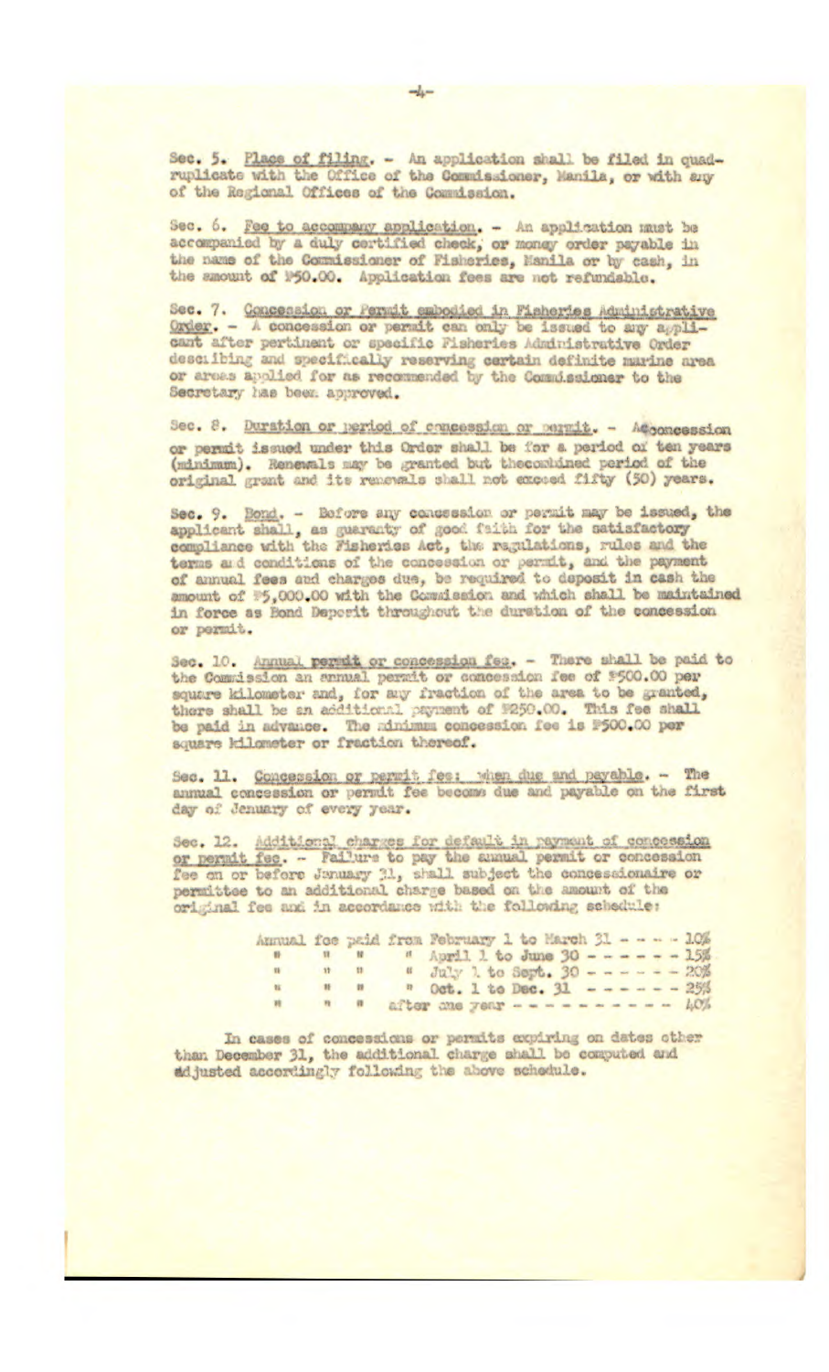Sec. 5. Place of filing. - An application shall be filed in quadruplicate with the Office of the Commissioner, Manila, or with any of the Regional Offices of the Commission.

Sec. 6. Fee to accompany application. - An application must be accompanied by a duly certified check, or money order payable in the name of the Commissioner of Fisheries, Manila or by cash, in the amount of ₱50.00. Application fees are not refundable.

Sec. 7. Concession or Permit embodied in Fisheries Administrative Order. - A concession or permit can only be issued to any applicant after pertinent or specific Fisheries Administrative Order describing and specifically reserving certain definite marine area or areas applied for as recommended by the Commissioner to the Secretary has been approved.

Sec. 8. Duration or period of concession or permit. - A concession or permit issued under this Order shall be for a period of ten years (minimum). Renewals may be granted but the combined period of the original grant and its renewals shall not exceed fifty (50) years.

Sec. 9. Bond. - Before any concession or permit may be issued, the applicant shall, as guaranty of good faith for the satisfactory compliance with the Fisheries Act, the regulations, rules and the terms and conditions of the concession or permit, and the payment of annual fees and charges due, be required to deposit in cash the amount of ₱5,000.00 with the Commission and which shall be maintained in force as Bond Deposit throughout the duration of the concession or permit.

Sec. 10. Annual permit or concession fee. - There shall be paid to the Commission an annual permit or concession fee of ₱500.00 per square kilometer and, for any fraction of the area to be granted, there shall be an additional payment of ₱250.00. This fee shall be paid in advance. The minimum concession fee is ₱500.00 per square kilometer or fraction thereof.

Sec. 11. Concession or permit fee: when due and payable. - The annual concession or permit fee become due and payable on the first day of January of every year.

Sec. 12. Additional charges for default in payment of concession or permit fee. - Failure to pay the annual permit or concession fee on or before January 31, shall subject the concessionaire or permittee to an additional charge based on the amount of the original fee and in accordance with the following schedule:

Annual fee paid from February 1 to March 31 - - - - 10%
" " " April 1 to June 30 - - - - - - 15%
" " " July 1 to Sept. 30 - - - - - - 20%
" " " Oct. 1 to Dec. 31 - - - - - - 25%
" " " after one year - - - - - - - - - - 40%

In cases of concessions or permits expiring on dates other than December 31, the additional charge shall be computed and adjusted accordingly following the above schedule.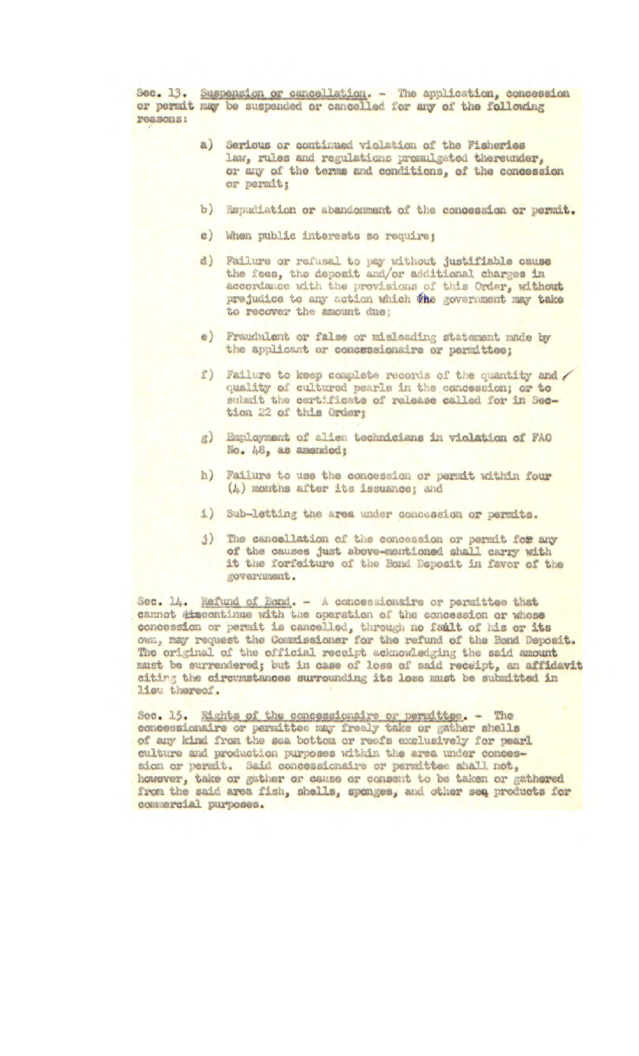Sec. 13. Suspension or cancellation. - The application, concession or permit may be suspended or cancelled for any of the following reasons:

a) Serious or continued violation of the Fisheries law, rules and regulations promulgated thereunder, or any of the terms and conditions, of the concession or permit;

b) Repudiation or abandonment of the concession or permit.

c) When public interests so require;

d) Failure or refusal to pay without justifiable cause the fees, the deposit and/or additional charges in accordance with the provisions of this Order, without prejudice to any action which the government may take to recover the amount due;

e) Fraudulent or false or misleading statement made by the applicant or concessionaire or permittee;

f) Failure to keep complete records of the quantity and quality of cultured pearls in the concession; or to submit the certificate of release called for in Section 22 of this Order;

g) Employment of alien technicians in violation of FAO No. 48, as amended;

h) Failure to use the concession or permit within four (4) months after its issuance; and

i) Sub-letting the area under concession or permits.

j) The cancellation of the concession or permit for any of the causes just above-mentioned shall carry with it the forfeiture of the Bond Deposit in favor of the government.

Sec. 14. Refund of Bond. - A concessionaire or permittee that cannot discontinue with the operation of the concession or whose concession or permit is cancelled, through no fault of his or its own, may request the Commissioner for the refund of the Bond Deposit. The original of the official receipt acknowledging the said amount must be surrendered; but in case of loss of said receipt, an affidavit citing the circumstances surrounding its loss must be submitted in lieu thereof.

Sec. 15. Rights of the concessionaire or permittee. - The concessionaire or permittee may freely take or gather shells of any kind from the sea bottom or reefs exclusively for pearl culture and production purposes within the area under concession or permit. Said concessionaire or permittee shall not, however, take or gather or cause or consent to be taken or gathered from the said area fish, shells, sponges, and other sea products for commercial purposes.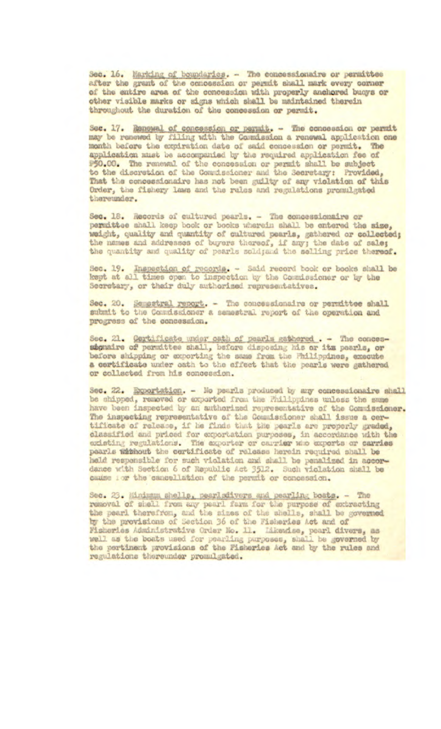Sec. 16. Marking of boundaries. - The concessionaire or permittee after the grant of the concession or permit shall mark every corner of the entire area of the concession with properly anchored buoys or other visible marks or signs which shall be maintained therein throughout the duration of the concession or permit.

Sec. 17. Renewal of concession or permit. - The concession or permit may be renewed by filing with the Commission a renewal application one month before the expiration date of said concession or permit. The application must be accompanied by the required application fee of ₱50.00. The renewal of the concession or permit shall be subject to the discretion of the Commissioner and the Secretary: Provided, That the concessionaire has not been guilty of any violation of this Order, the fishery laws and the rules and regulations promulgated thereunder.

Sec. 18. Records of cultured pearls. - The concessionaire or permittee shall keep book or books wherein shall be entered the size, weight, quality and quantity of cultured pearls, gathered or collected; the names and addresses of buyers thereof, if any; the date of sale; the quantity and quality of pearls sold; and the selling price thereof.

Sec. 19. Inspection of records. - Said record book or books shall be kept at all times open to inspection by the Commissioner or by the Secretary, or their duly authorized representatives.

Sec. 20. Semestral report. - The concessionaire or permittee shall submit to the Commissioner a semestral report of the operation and progress of the concession.

Sec. 21. Certificate under oath of pearls gathered. - The concessionaire or permittee shall, before disposing his or its pearls, or before shipping or exporting the same from the Philippines, execute a certificate under oath to the effect that the pearls were gathered or collected from his concession.

Sec. 22. Exportation. - No pearls produced by any concessionaire shall be shipped, removed or exported from the Philippines unless the same have been inspected by an authorized representative of the Commissioner. The inspecting representative of the Commissioner shall issue a certificate of release, if he finds that the pearls are properly graded, classified and priced for exportation purposes, in accordance with the existing regulations. The exporter or carrier who exports or carries pearls without the certificate of release herein required shall be held responsible for such violation and shall be penalized in accordance with Section 6 of Republic Act 3512. Such violation shall be cause for the cancellation of the permit or concession.

Sec. 23. Minimum shells, pearl divers and pearling boats. - The removal of shell from any pearl farm for the purpose of extracting the pearl therefrom, and the sizes of the shells, shall be governed by the provisions of Section 36 of the Fisheries Act and of Fisheries Administrative Order No. 11. Likewise, pearl divers, as well as the boats used for pearling purposes, shall be governed by the pertinent provisions of the Fisheries Act and by the rules and regulations thereunder promulgated.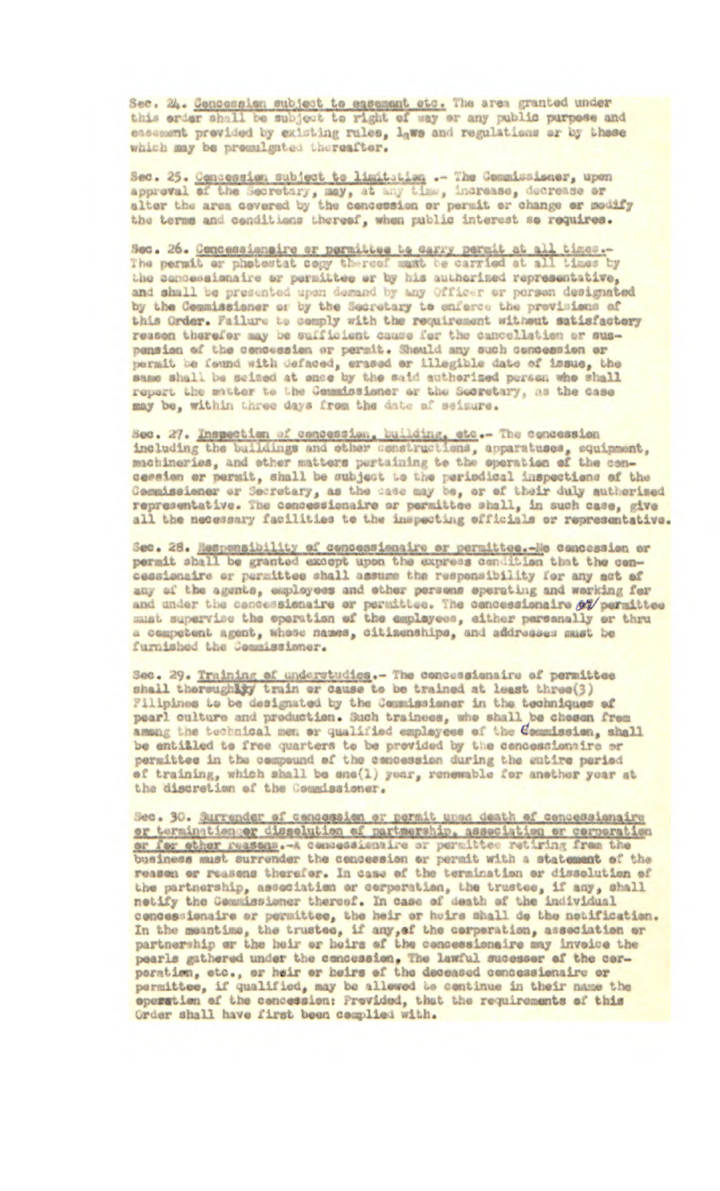Sec. 24. Concession subject to easement etc. The area granted under this order shall be subject to right of way or any public purpose and easement provided by existing rules, laws and regulations or by these which may be promulgated thereafter.

Sec. 25. Concession subject to limitation .- The Commissioner, upon approval of the Secretary, may, at any time, increase, decrease or alter the area covered by the concession or permit or change or modify the terms and conditions thereof, when public interest so requires.

Sec. 26. Concessionaire or permittee to carry permit at all times.- The permit or photostat copy thereof must be carried at all times by the concessionaire or permittee or by his authorized representative, and shall be presented upon demand by any Officer or person designated by the Commissioner or by the Secretary to enforce the provisions of this Order. Failure to comply with the requirement without satisfactory reason therefor may be sufficient cause for the cancellation or suspension of the concession or permit. Should any such concession or permit be found with defaced, erased or illegible date of issue, the same shall be seized at once by the said authorized person who shall report the matter to the Commissioner or the Secretary, as the case may be, within three days from the date of seizure.

Sec. 27. Inspection of concession, building, etc.- The concession including the buildings and other constructions, apparatuses, equipment, machineries, and other matters pertaining to the operation of the concession or permit, shall be subject to the periodical inspections of the Commissioner or Secretary, as the case may be, or of their duly authorized representative. The concessionaire or permittee shall, in such case, give all the necessary facilities to the inspecting officials or representative.

Sec. 28. Responsibility of concessionaire or permittee.-No concession or permit shall be granted except upon the express condition that the concessionaire or permittee shall assume the responsibility for any act of any of the agents, employees and other persons operating and working for and under the concessionaire or permittee. The concessionaire or permittee must supervise the operation of the employees, either personally or thru a competent agent, whose names, citizenships, and addresses must be furnished the Commissioner.

Sec. 29. Training of understudies.- The concessionaire of permittee shall thoroughly train or cause to be trained at least three(3) Filipinos to be designated by the Commissioner in the techniques of pearl culture and production. Such trainees, who shall be chosen from among the technical men or qualified employees of the Commission, shall be entitled to free quarters to be provided by the concessionaire or permittee in the compound of the concession during the entire period of training, which shall be one(1) year, renewable for another year at the discretion of the Commissioner.

Sec. 30. Surrender of concession or permit upon death of concessionaire or termination or dissolution of partnership, association or corporation or for other reasons.-A concessionaire or permittee retiring from the business must surrender the concession or permit with a statement of the reason or reasons therefor. In case of the termination or dissolution of the partnership, association or corporation, the trustee, if any, shall notify the Commissioner thereof. In case of death of the individual concessionaire or permittee, the heir or heirs shall do the notification. In the meantime, the trustee, if any, of the corporation, association or partnership or the heir or heirs of the concessionaire may invoice the pearls gathered under the concession. The lawful sucessor of the corporation, etc., or heir or heirs of the deceased concessionaire or permittee, if qualified, may be allowed to continue in their name the operation of the concession: Provided, that the requirements of this Order shall have first been complied with.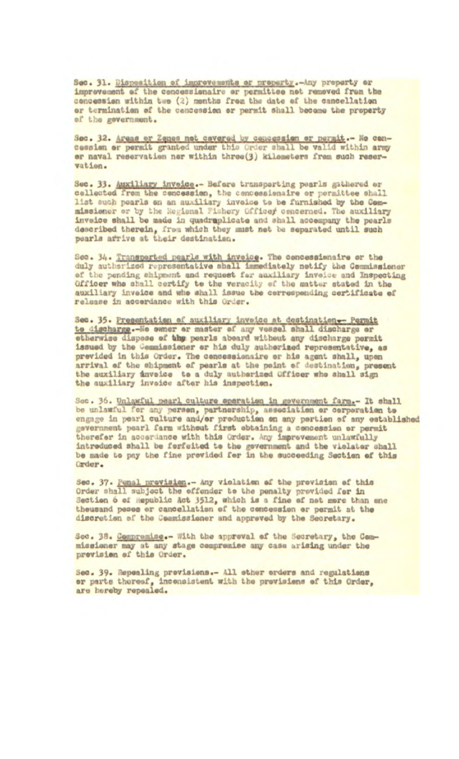Sec. 31. Disposition of improvements or property.- Any property or improvement of the concessionaire or permittee not removed from the concession within two (2) months from the date of the cancellation or termination of the concession or permit shall become the property of the government.

Sec. 32. Areas or Zones not covered by concession or permit.- No concession or permit granted under this Order shall be valid within army or naval reservation nor within three(3) kilometers from such reservation.

Sec. 33. Auxiliary invoice.- Before transporting pearls gathered or collected from the concession, the concessionaire or permittee shall list such pearls on an auxiliary invoice to be furnished by the Commissioner or by the Regional Fishery Office/ concerned. The auxiliary invoice shall be made in quadruplicate and shall accompany the pearls described therein, from which they must not be separated until such pearls arrive at their destination.

Sec. 34. Transported pearls with invoice. The concessionaire or the duly authorized representative shall immediately notify the Commissioner of the pending shipment and request for auxiliary invoice and Inspecting Officer who shall certify to the veracity of the matter stated in the auxiliary invoice and who shall issue the corresponding certificate of release in accordance with this Order.

Sec. 35. Presentation of auxiliary invoice at destination- Permit to discharge.- No owner or master of any vessel shall discharge or otherwise dispose of the pearls aboard without any discharge permit issued by the Commissioner or his duly authorized representative, as provided in this Order. The concessionaire or his agent shall, upon arrival of the shipment of pearls at the point of destination, present the auxiliary invoice to a duly authorized Officer who shall sign the auxiliary invoice after his inspection.

Sec. 36. Unlawful pearl culture operation in government farm.- It shall be unlawful for any person, partnership, association or corporation to engage in pearl culture and/or production on any portion of any established government pearl farm without first obtaining a concession or permit therefor in accordance with this Order. Any improvement unlawfully introduced shall be forfeited to the government and the violator shall be made to pay the fine provided for in the succeeding Section of this Order.

Sec. 37. Penal provision.- Any violation of the provision of this Order shall subject the offender to the penalty provided for in Section 6 of Republic Act 3512, which is a fine of not more than one thousand pesos or cancellation of the concession or permit at the discretion of the Commissioner and approved by the Secretary.

Sec. 38. Compromise.- With the approval of the Secretary, the Commissioner may at any stage compromise any case arising under the provision of this Order.

Sec. 39. Repealing provisions.- All other orders and regulations or parts thereof, inconsistent with the provisions of this Order, are hereby repealed.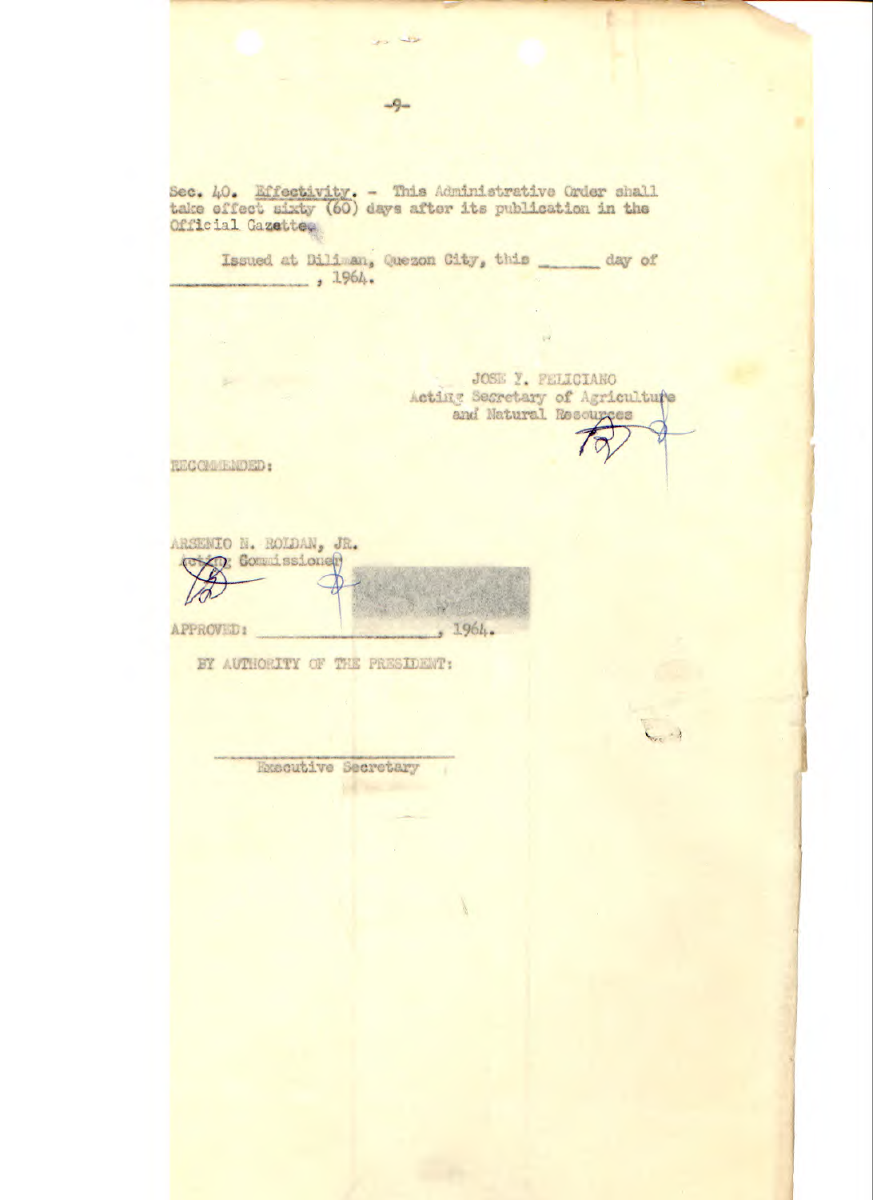Sec. 40. Effectivity. - This Administrative Order shall take effect sixty (60) days after its publication in the Official Gazette.

Issued at Diliman, Quezon City, this ______ day of ____________, 1964.

JOSE Y. FELICIANO
Acting Secretary of Agriculture
and Natural Resources

RECOMMENDED:

ARSENIO N. ROLDAN, JR.
Acting Commissioner

APPROVED: ____________________, 1964.

BY AUTHORITY OF THE PRESIDENT:

____________________
Executive Secretary